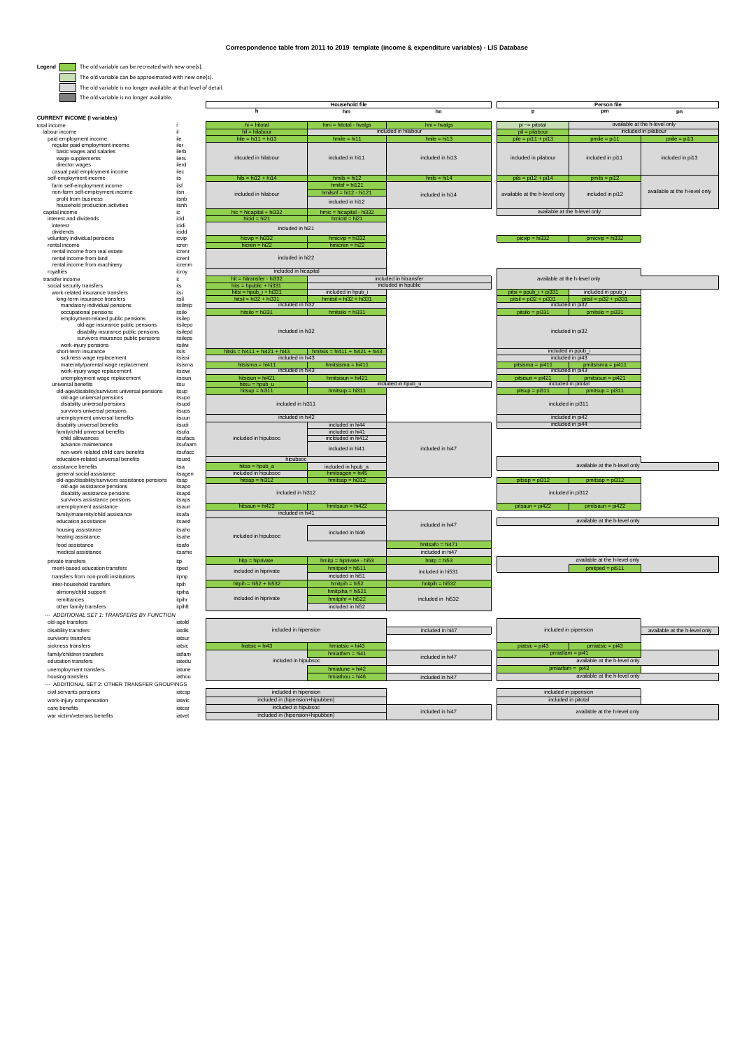# Correspondence table from 2011 to 2019 template (income & expenditure variables) - LIS Database

**Legend**

- The old variable can be recreated with new one(s).
- The old variable can be approximated with new one(s).
- The old variable is no longer available at that level of detail.
- The old variable is no longer available.

| CURRENT INCOME (I variables) | | Household file: h | Household file: hm | Household file: hn | Person file: p | Person file: pm | Person file: pn |
|---|---|---|---|---|---|---|---|
| total income | i | hi = hitotal | hmi = hitotal - hvalgs | hni = hvalgs | pi ~= pitotal | available at the h-level only | |
| labour income | il | hil = hilabour | included in hilabour | | pil = pilabour | included in pilabour | |
| paid employment income | ile | hile = hi11 + hi13 | hmile = hi11 | hnile = hi13 | pile = pi11 + pi13 | pmile = pi11 | pnile = pi13 |
| regular paid employment income | iler | inlcuded in hilabour | included in hi11 | included in hi13 | included in pilabour | included in pi11 | included in pi13 |
| basic wages and salaries | ilerb | | | | | | |
| wage supplements | ilers | | | | | | |
| director wages | ilerd | | | | | | |
| casual paid employment income | ilec | | | | | | |
| self-employment income | ils | hils = hi12 + hi14 | hmils = hi12 | hnils = hi14 | pils = pi12 + pi14 | pmils = pi12 | available at the h-level only |
| farm self-employment income | ilsf | included in hilabour | hmilsf = hi121 | included in hi14 | available at the h-level only | included in pi12 | |
| non-farm self-employment income | ilsn | | hmilsnf = hi12 - hi121 | | | | |
| profit from business | ilsnb | | included in hi12 | | | | |
| household production activities | ilsnh | | | | | | |
| capital income | ic | hic = hicapital + hi332 | hmic = hicapital - hi332 | | available at the h-level only | | |
| interest and dividends | icid | hicid = hi21 | hmicid = hi21 | | | | |
| interest | icidi | included in hi21 | | | | | |
| dividends | icidd | | | | | | |
| voluntary individual pensions | icvip | hicvip = hi332 | hmicvip = hi332 | | picvip = hi332 | pmicvip = hi332 | |
| rental income | icren | hicren = hi22 | hmicren = hi22 | | | | |
| rental income from real estate | icrenr | included in hi22 | | | | | |
| rental income from land | icrenl | | | | | | |
| rental income from machinery | icrenm | | | | | | |
| royalties | icroy | included in hicapital | | | | | |
| transfer income | it | hit = hitransfer - hi332 | included in hitransfer | | available at the h-level only | | |
| social security transfers | its | hits = hpublic + hi331 | included in hpublic | | | | |
| work-related insurance transfers | itsi | hitsi = hpub_i + hi331 | included in hpub_i | | pitsi = ppub_i + pi331 | included in ppub_i | |
| long-term insurance transfers | itsil | hitsil = hi32 + hi331 | hmitsil = hi32 + hi331 | | pitsil = pi32 + pi331 | pitsil = pi32 + pi331 | |
| mandatory individual pensions | itsilmip | included in hi32 | | | included in pi32 | | |
| occupational pensions | itsilo | hitsilo = hi331 | hmitsilo = hi331 | | pitsilo = pi331 | pmitsilo = pi331 | |
| employment-related public pensions | itsilep | included in hi32 | | | included in pi32 | | |
| old-age insurance public pensions | itsilepo | | | | | | |
| disability insurance public pensions | itsilepd | | | | | | |
| survivors insurance public pensions | itsileps | | | | | | |
| work-injury pensions | itsilwi | | | | | | |
| short-term insurance | itsis | hitsis = hi411 + hi421 + hi43 | hmitsis = hi411 + hi421 + hi43 | | included in ppub_i | | |
| sickness wage replacement | itsissi | included in hi43 | | | included in pi43 | | |
| maternity/parental wage replacement | itsisma | hitsisma = hi411 | hmitsisma = hi411 | | pitsisma = pi411 | pmitsisma = pi411 | |
| work-injury wage replacement | itsiswi | included in hi43 | | | included in pi43 | | |
| unemployment wage replacement | itsisun | hitsisun = hi421 | hmitsisun = hi421 | | pitsisun = pi421 | pmitsisun = pi421 | |
| universal benefits | itsu | hitsu = hpub_u | included in hpub_u | | included in pitotal | | |
| old-age/disability/survivors universal pensions | itsup | hitsup = hi311 | hmitsup = hi311 | | pitsup = pi311 | pmitsup = pi311 | |
| old-age universal pensions | itsupo | included in hi311 | | | included in pi311 | | |
| disability universal pensions | itsupd | | | | | | |
| survivors universal pensions | itsups | | | | | | |
| unemployment universal benefits | itsuun | included in hi42 | | | included in pi42 | | |
| disability universal benefits | itsudi | included in hipubsoc | included in hi44 | included in hi47 | included in pi44 | | |
| family/child universal benefits | itsufa | | included in hi41 | | | | |
| child allowances | itsufaca | | incldued in hi412 | | | | |
| advance maintenance | itsufaam | | included in hi41 | | | | |
| non-work related child care benefits | itsufacc | | | | | | |
| education-related universal benefits | itsued | hipubsoc | | | | | |
| assistance benefits | itsa | hitsa = hpub_a | included in hpub_a | | available at the h-level only | | |
| general social assistance | itsagen | included in hipubsoc | hmitsagen = hi45 | | | | |
| old-age/disability/survivors assistance pensions | itsap | hitsap = hi312 | hmitsap = hi312 | | pitsap = pi312 | pmitsap = pi312 | |
| old-age assistance pensions | itsapo | included in hi312 | | | included in pi312 | | |
| disability assistance pensions | itsapd | | | | | | |
| survivors assistance pensions | itsaps | | | | | | |
| unemployment assistance | itsaun | hitsaun = hi422 | hmitsaun = hi422 | | pitsaun = pi422 | pmitsaun = pi422 | |
| family/maternity/child assistance | itsafa | included in hi41 | | | | | |
| education assistance | itsaed | included in hipubsoc | | included in hi47 | available at the h-level only | | |
| housing assistance | itsaho | | included in hi46 | | | | |
| heating assistance | itsahe | | | | | | |
| food assistance | itsafo | | | hnitsafo = hi471 | | | |
| medical assistance | itsame | | | included in hi47 | | | |
| private transfers | itp | hitp = hiprivate | hmitp = hiprivate - hi53 | hnitp = hi53 | available at the h-level only | | |
| merit-based education transfers | itped | included in hiprivate | hmitped = hi511 | included in hi531 | | pmitped = pi511 | |
| transfers from non-profit institutions | itpnp | | included in hi51 | | | | |
| inter-household transfers | itpih | hitpih = hi52 + hi532 | hmitpih = hi52 | hnitpih = hi532 | | | |
| alimony/child support | itpiha | included in hiprivate | hmitpiha = hi521 | included in hi532 | | | |
| remittances | itpihr | | hmitpihr = hi522 | | | | |
| other family transfers | itpihft | | included in hi52 | | | | |
| *--- ADDITIONAL SET 1: TRANSFERS BY FUNCTION* | | | | | | | |
| old-age transfers | iatold | included in hipension | | included in hi47 | included in pipension | | available at the h-level only |
| disability transfers | iatdis | | | | | | |
| survivors transfers | iatsur | | | | | | |
| sickness transfers | iatsic | hiatsic = hi43 | hmiatsic = hi43 | | piatsic = pi43 | pmiatsic = pi43 | |
| family/children transfers | iatfam | included in hipubsoc | hmiatfam = hi41 | included in hi47 | pmiatfam = pi41 | | |
| education transfers | iatedu | | | | available at the h-level only | | |
| unemployment transfers | iatune | | hmiatune = hi42 | | pmiatfam = pi42 | | |
| housing transfers | iathou | | hmiathou = hi46 | included in hi47 | available at the h-level only | | |
| --- ADDITIONAL SET 2: OTHER TRANSFER GROUPINGS | | | | | | | |
| civil servants pensions | iatcsp | included in hipension | | included in hi47 | included in pipension | | |
| work-injury compensation | iatwic | included in (hipension+hipubben) | | | included in pitotal | | |
| care benefits | iatcar | included in hipubsoc | | | available at the h-level only | | |
| war victim/veterans benefits | iatvet | included in (hipension+hipubben) | | | | | |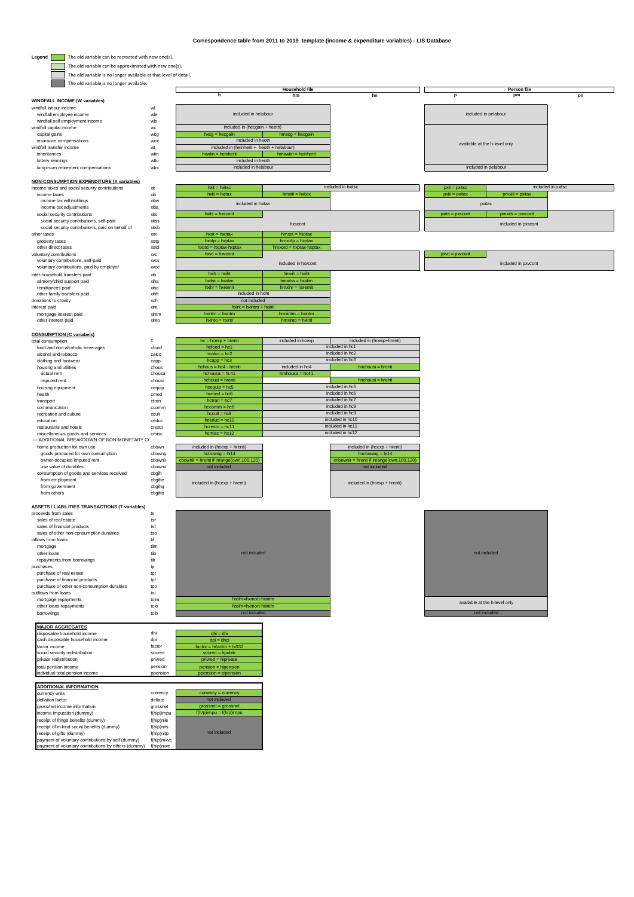# Correspondence table from 2011 to 2019 template (income & expenditure variables) - LIS Database

**Legend**

- (green) The old variable can be recreated with new one(s).
- (light green) The old variable can be approximated with new one(s).
- (white) The old variable is no longer available at that level of detail.
- (grey) The old variable is no longer available.

| Variable | Code | Household file: h | Household file: hm | Household file: hn | Person file: p | Person file: pm | Person file: pn |
|---|---|---|---|---|---|---|---|
| **WINDFALL INCOME (W variables)** | | | | | | | |
| windfall labour income | wl | included in helabour | | | included in pelabour | | |
| windfall employee income | wle | included in helabour | | | included in pelabour | | |
| windfall self employment income | wls | included in helabour | | | included in pelabour | | |
| windfall capital income | wc | included in (hecgain + heoth) | | | available at the h-level only | | |
| capital gains | wcg | hxcg = hecgain | hmxcg = hecgain | | available at the h-level only | | |
| insurance compensations | wcic | included in heoth | | | available at the h-level only | | |
| windfall transfer income | wt | included in (heinherit + heoth + helabour) | | | available at the h-level only | | |
| inheritances | wtin | hxwtin = heinherit | hmxwtin = heinherit | | available at the h-level only | | |
| lottery winnings | wtlo | included in heoth | | | available at the h-level only | | |
| lump-sum retirement compensations | wtrc | included in helabour | | | included in pelabour | | |
| **NON-CONSUMPTION EXPENDITURE (X variables)** | | | | | | | |
| income taxes and social security contributions | xit | hxit = hxitsc | | included in hxitsc | pxit = pxitsc | | included in pxitsc |
| income taxes | xiti | hxiti = hxitax | hmxiti = hxitax | | pxiti = pxitax | pmxiti = pxitax | |
| income tax withholdings | xitiw | included in hxitax | | | pxitax | | |
| income tax adjustments | xitia | included in hxitax | | | pxitax | | |
| social security contributions | xits | hxits = hxscont | | | pxits = pxscont | pmxits = pxscont | |
| social security contributions, self-paid | xitss | hxscont | | | included in pxscont | | |
| social security contributions, paid on behalf of | xitsb | hxscont | | | included in pxscont | | |
| other taxes | xot | hxot = hxotax | hmxot = hxotax | | | | |
| property taxes | xotp | hxotp = hxptax | hmxotp = hxptax | | | | |
| other direct taxes | xotd | hxotd = hxptax-hxptax | hmxotd = hxptax-hxptax | | | | |
| voluntary contributions | xvc | hxvc = hxvcont | | | pxvc = pxvcont | | |
| voluntary contributions, self-paid | xvcs | included in hxvcont | | | included in pxvcont | | |
| voluntary contributions, paid by employer | xvce | included in hxvcont | | | included in pxvcont | | |
| inter-household transfers paid | xih | hxih = hxiht | hmxih = hxiht | | | | |
| alimony/child support paid | xiha | hxiha = hxalim | hmxiha = hxalim | | | | |
| remittances paid | xihr | hxihr = hxremit | hmxihr = hxremit | | | | |
| other family transfers paid | xihft | included in hxiht | | | | | |
| donations to charity | xch | not included | | | | | |
| interest paid | xint | hxint = hxintm + hxintl | | | | | |
| mortgage interest paid | xintm | hxintm = hxintm | hmxintm = hxintm | | | | |
| other interest paid | xinto | hxinto = hxintl | hmxinto = hxintl | | | | |
| **CONSUMPTION (C variables)** | | | | | | | |
| total consumption | c | hc = hcexp + hrenti | included in hcexp | included in (hcexp+hrenti) | | | |
| food and non-alcoholic beverages | cfood | hcfood = hc1 | included in hc1 | | | | |
| alcohol and tobacco | calco | hcalco = hc2 | included in hc2 | | | | |
| clothing and footwear | capp | hcapp = hc3 | included in hc3 | | | | |
| housing and utilities | chous | hchous = hc4 - hrenti | included in hc4 | hnchousi = hrenti | | | |
| actual rent | chousa | hchousa = hc41 | hmhousa = hc41 | | | | |
| imputed rent | chousi | hchousi = hrenti | | hnchousi = hrenti | | | |
| housing equipment | cequip | hcequip = hc5 | included in hc5 | | | | |
| health | cmed | hcmed = hc6 | included in hc6 | | | | |
| transport | ctran | hctran = hc7 | included in hc7 | | | | |
| communication | ccomm | hccomm = hc8 | included in hc8 | | | | |
| recreation and culture | ccult | hccult = hc9 | included in hc9 | | | | |
| education | ceduc | hceduc = hc10 | included in hc10 | | | | |
| restaurants and hotels | cresto | hcresto = hc11 | included in hc11 | | | | |
| miscellaneous goods and services | cmisc | hcmisc = hc12 | included in hc12 | | | | |
| --- ADDITIONAL BREAKDOWN OF NON-MONETARY CO | | | | | | | |
| home production for own use | cbown | included in (hcexp + hrenti) | | included in (hcexp + hrenti) | | | |
| goods produced for own consumption | cbowng | hcbowng = hi14 | | hncbowng = hi14 | | | |
| owner-occupied imputed rent | cbownir | cbownir = hrenti if inrange(own,100,120) | | cnbownir = hrenti if inrange(own,100,120) | | | |
| use value of durables | cbownd | not included | | not included | | | |
| consumption of goods and services received | cbgift | included in (hcexp + hrenti) | | included in (hcexp + hrenti) | | | |
| from employment | cbgifte | included in (hcexp + hrenti) | | included in (hcexp + hrenti) | | | |
| from government | cbgiftg | included in (hcexp + hrenti) | | included in (hcexp + hrenti) | | | |
| from others | cbgifto | included in (hcexp + hrenti) | | included in (hcexp + hrenti) | | | |
| **ASSETS / LIABILITIES TRANSACTIONS (T variables)** | | | | | | | |
| proceeds from sales | ts | not included | | | not included | | |
| sales of real estate | tsr | not included | | | not included | | |
| sales of financial products | tsf | not included | | | not included | | |
| sales of other non-consumption durables | tso | not included | | | not included | | |
| inflows from loans | til | not included | | | not included | | |
| mortgage | tilm | not included | | | not included | | |
| other loans | tilo | not included | | | not included | | |
| repayments from borrowings | tilr | not included | | | not included | | |
| purchases | tp | not included | | | not included | | |
| purchase of real estate | tpr | not included | | | not included | | |
| purchase of financial products | tpf | not included | | | not included | | |
| purchase of other non-consumption durables | tpo | not included | | | not included | | |
| outflows from loans | tol | not included | | | not included | | |
| mortgage repayments | tolm | htolm=hxmort-hxintm | | | available at the h-level only | | |
| other loans repayments | tolo | htolm=hxmort-hxintm | | | available at the h-level only | | |
| borrowings | tolb | not included | | | not included | | |

| MAJOR AGGREGATES | | |
|---|---|---|
| disposable household income | dhi | dhi = dhi |
| cash disposable household income | dpi | dpi = dhci |
| factor income | factor | factor = hifactor + hi332 |
| social security redistribution | socred | socred = hpublic |
| private redistribution | privred | privred = hiprivate |
| total pension income | pension | pension = hipension |
| individual total pension income | ppension | ppension = pipension |

| ADDITIONAL INFORMATION | | |
|---|---|---|
| currency units | currency | currency = currency |
| deflation factor | deflate | not included |
| gross/net income information | grossnet | grossnet = grossnet |
| income imputation (dummy) | f(h/p)impu | f(h/p)impu = f(h/p)impu |
| receipt of fringe benefits (dummy) | f(h/p)nife | not included |
| receipt of in-kind social benefits (dummy) | f(h/p)nits | not included |
| receipt of gifts (dummy) | f(h/p)nitp | not included |
| payment of voluntary contributions by self (dummy) | f(h/p)mxvc | not included |
| payment of voluntary contributions by others (dummy) | f(h/p)nxvc | not included |